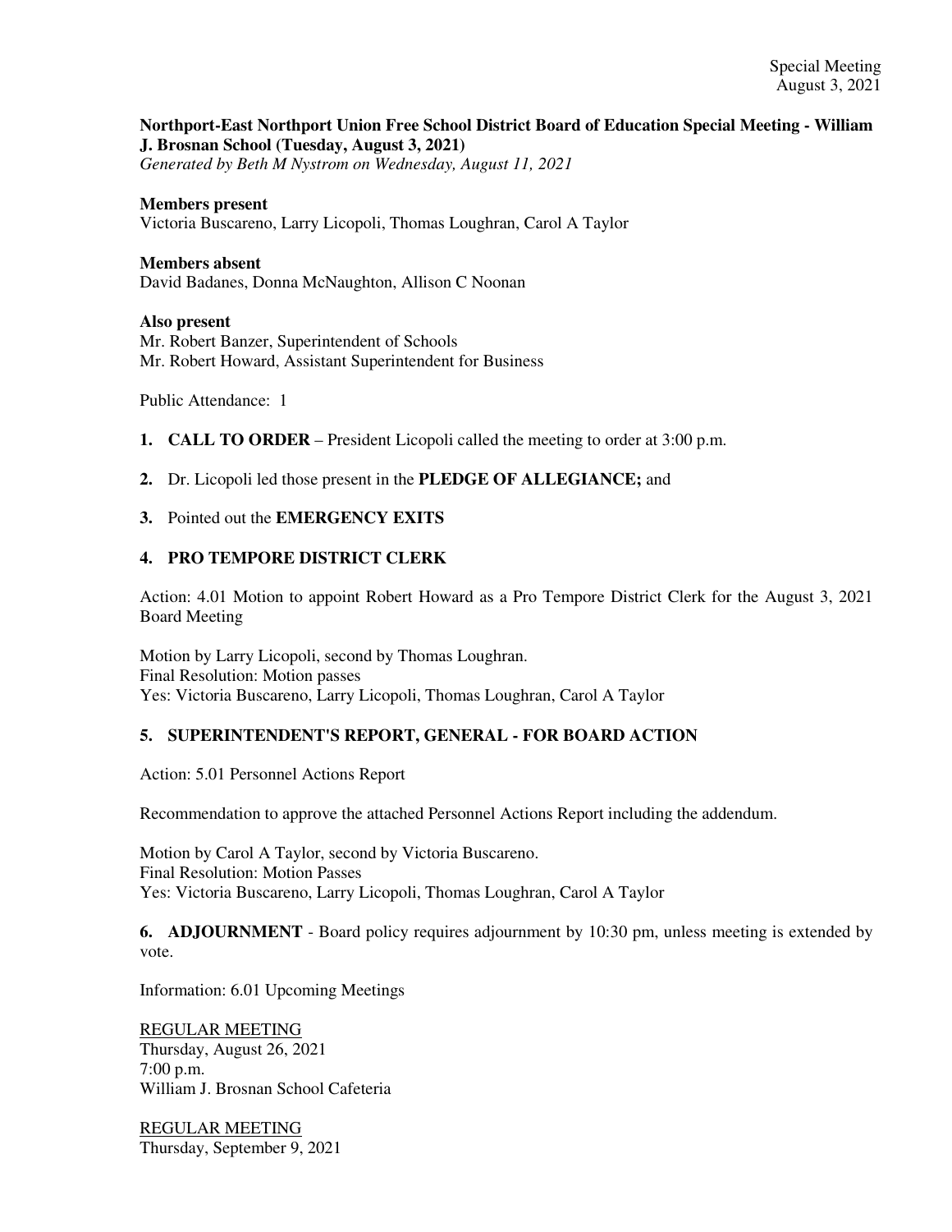**Northport-East Northport Union Free School District Board of Education Special Meeting - William J. Brosnan School (Tuesday, August 3, 2021)**
*Generated by Beth M Nystrom on Wednesday, August 11, 2021*

**Members present**
Victoria Buscareno, Larry Licopoli, Thomas Loughran, Carol A Taylor

**Members absent**
David Badanes, Donna McNaughton, Allison C Noonan

**Also present**
Mr. Robert Banzer, Superintendent of Schools
Mr. Robert Howard, Assistant Superintendent for Business

Public Attendance: 1

**1. CALL TO ORDER** – President Licopoli called the meeting to order at 3:00 p.m.

**2.** Dr. Licopoli led those present in the **PLEDGE OF ALLEGIANCE;** and

**3.** Pointed out the **EMERGENCY EXITS**

**4. PRO TEMPORE DISTRICT CLERK**

Action: 4.01 Motion to appoint Robert Howard as a Pro Tempore District Clerk for the August 3, 2021 Board Meeting

Motion by Larry Licopoli, second by Thomas Loughran.
Final Resolution: Motion passes
Yes: Victoria Buscareno, Larry Licopoli, Thomas Loughran, Carol A Taylor

**5. SUPERINTENDENT'S REPORT, GENERAL - FOR BOARD ACTION**

Action: 5.01 Personnel Actions Report

Recommendation to approve the attached Personnel Actions Report including the addendum.

Motion by Carol A Taylor, second by Victoria Buscareno.
Final Resolution: Motion Passes
Yes: Victoria Buscareno, Larry Licopoli, Thomas Loughran, Carol A Taylor

**6. ADJOURNMENT** - Board policy requires adjournment by 10:30 pm, unless meeting is extended by vote.

Information: 6.01 Upcoming Meetings

REGULAR MEETING
Thursday, August 26, 2021
7:00 p.m.
William J. Brosnan School Cafeteria

REGULAR MEETING
Thursday, September 9, 2021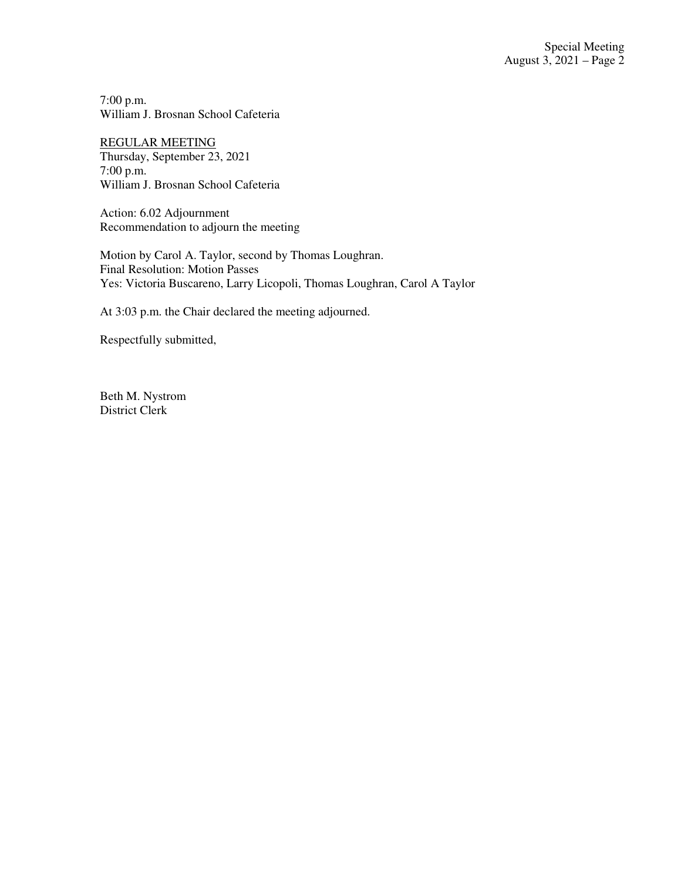7:00 p.m.
William J. Brosnan School Cafeteria

REGULAR MEETING
Thursday, September 23, 2021
7:00 p.m.
William J. Brosnan School Cafeteria

Action: 6.02 Adjournment
Recommendation to adjourn the meeting

Motion by Carol A. Taylor, second by Thomas Loughran.
Final Resolution: Motion Passes
Yes: Victoria Buscareno, Larry Licopoli, Thomas Loughran, Carol A Taylor

At 3:03 p.m. the Chair declared the meeting adjourned.

Respectfully submitted,

Beth M. Nystrom
District Clerk